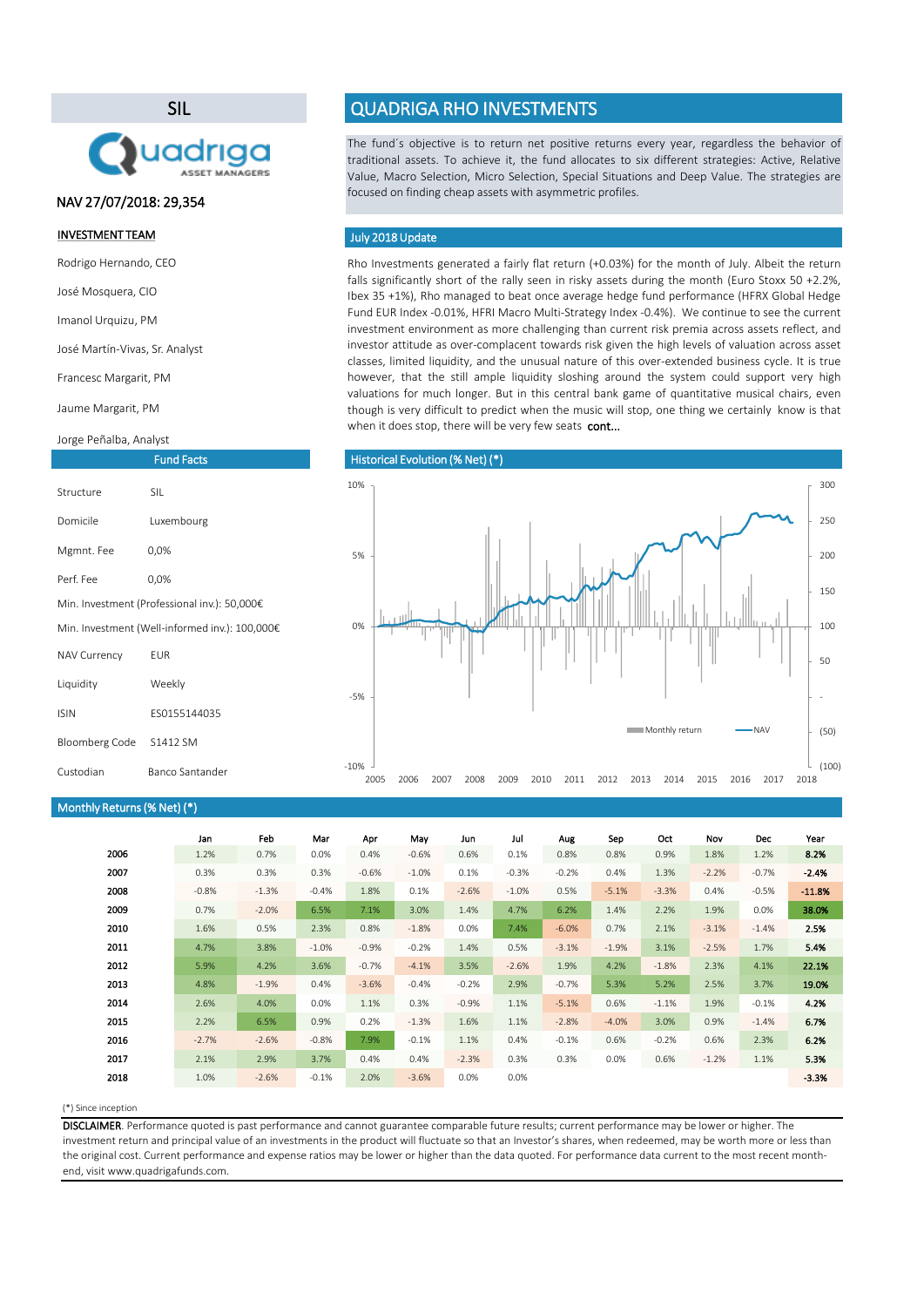# SIL

Quadriga ASSET MANAGERS

### NAV 27/07/2018: 29,354

**INVESTMENT TEAM**

Rodrigo Hernando, CEO

José Mosquera, CIO

Imanol Urquizu, PM

José Martín-Vivas, Sr. Analyst

Francesc Margarit, PM

Jaume Margarit, PM

Jorge Peñalba, Analyst

## Fund Facts

| | |
|---|---|
| Structure | SIL |
| Domicile | Luxembourg |
| Mgmnt. Fee | 0,0% |
| Perf. Fee | 0,0% |
| Min. Investment (Professional inv.): 50,000€ | |
| Min. Investment (Well-informed inv.): 100,000€ | |
| NAV Currency | EUR |
| Liquidity | Weekly |
| ISIN | ES0155144035 |
| Bloomberg Code | S1412 SM |
| Custodian | Banco Santander |

# QUADRIGA RHO INVESTMENTS

The fund´s objective is to return net positive returns every year, regardless the behavior of traditional assets. To achieve it, the fund allocates to six different strategies: Active, Relative Value, Macro Selection, Micro Selection, Special Situations and Deep Value. The strategies are focused on finding cheap assets with asymmetric profiles.

## July 2018 Update

Rho Investments generated a fairly flat return (+0.03%) for the month of July. Albeit the return falls significantly short of the rally seen in risky assets during the month (Euro Stoxx 50 +2.2%, Ibex 35 +1%), Rho managed to beat once average hedge fund performance (HFRX Global Hedge Fund EUR Index -0.01%, HFRI Macro Multi-Strategy Index -0.4%). We continue to see the current investment environment as more challenging than current risk premia across assets reflect, and investor attitude as over-complacent towards risk given the high levels of valuation across asset classes, limited liquidity, and the unusual nature of this over-extended business cycle. It is true however, that the still ample liquidity sloshing around the system could support very high valuations for much longer. But in this central bank game of quantitative musical chairs, even though is very difficult to predict when the music will stop, one thing we certainly know is that when it does stop, there will be very few seats **cont...**

## Historical Evolution (% Net) (*)

## Monthly Returns (% Net) (*)

| | Jan | Feb | Mar | Apr | May | Jun | Jul | Aug | Sep | Oct | Nov | Dec | Year |
|---|---|---|---|---|---|---|---|---|---|---|---|---|---|
| **2006** | 1.2% | 0.7% | 0.0% | 0.4% | -0.6% | 0.6% | 0.1% | 0.8% | 0.8% | 0.9% | 1.8% | 1.2% | **8.2%** |
| **2007** | 0.3% | 0.3% | 0.3% | -0.6% | -1.0% | 0.1% | -0.3% | -0.2% | 0.4% | 1.3% | -2.2% | -0.7% | **-2.4%** |
| **2008** | -0.8% | -1.3% | -0.4% | 1.8% | 0.1% | -2.6% | -1.0% | 0.5% | -5.1% | -3.3% | 0.4% | -0.5% | **-11.8%** |
| **2009** | 0.7% | -2.0% | 6.5% | 7.1% | 3.0% | 1.4% | 4.7% | 6.2% | 1.4% | 2.2% | 1.9% | 0.0% | **38.0%** |
| **2010** | 1.6% | 0.5% | 2.3% | 0.8% | -1.8% | 0.0% | 7.4% | -6.0% | 0.7% | 2.1% | -3.1% | -1.4% | **2.5%** |
| **2011** | 4.7% | 3.8% | -1.0% | -0.9% | -0.2% | 1.4% | 0.5% | -3.1% | -1.9% | 3.1% | -2.5% | 1.7% | **5.4%** |
| **2012** | 5.9% | 4.2% | 3.6% | -0.7% | -4.1% | 3.5% | -2.6% | 1.9% | 4.2% | -1.8% | 2.3% | 4.1% | **22.1%** |
| **2013** | 4.8% | -1.9% | 0.4% | -3.6% | -0.4% | -0.2% | 2.9% | -0.7% | 5.3% | 5.2% | 2.5% | 3.7% | **19.0%** |
| **2014** | 2.6% | 4.0% | 0.0% | 1.1% | 0.3% | -0.9% | 1.1% | -5.1% | 0.6% | -1.1% | 1.9% | -0.1% | **4.2%** |
| **2015** | 2.2% | 6.5% | 0.9% | 0.2% | -1.3% | 1.6% | 1.1% | -2.8% | -4.0% | 3.0% | 0.9% | -1.4% | **6.7%** |
| **2016** | -2.7% | -2.6% | -0.8% | 7.9% | -0.1% | 1.1% | 0.4% | -0.1% | 0.6% | -0.2% | 0.6% | 2.3% | **6.2%** |
| **2017** | 2.1% | 2.9% | 3.7% | 0.4% | 0.4% | -2.3% | 0.3% | 0.3% | 0.0% | 0.6% | -1.2% | 1.1% | **5.3%** |
| **2018** | 1.0% | -2.6% | -0.1% | 2.0% | -3.6% | 0.0% | 0.0% | | | | | | **-3.3%** |

(*) Since inception

**DISCLAIMER**. Performance quoted is past performance and cannot guarantee comparable future results; current performance may be lower or higher. The investment return and principal value of an investments in the product will fluctuate so that an Investor's shares, when redeemed, may be worth more or less than the original cost. Current performance and expense ratios may be lower or higher than the data quoted. For performance data current to the most recent month-end, visit www.quadrigafunds.com.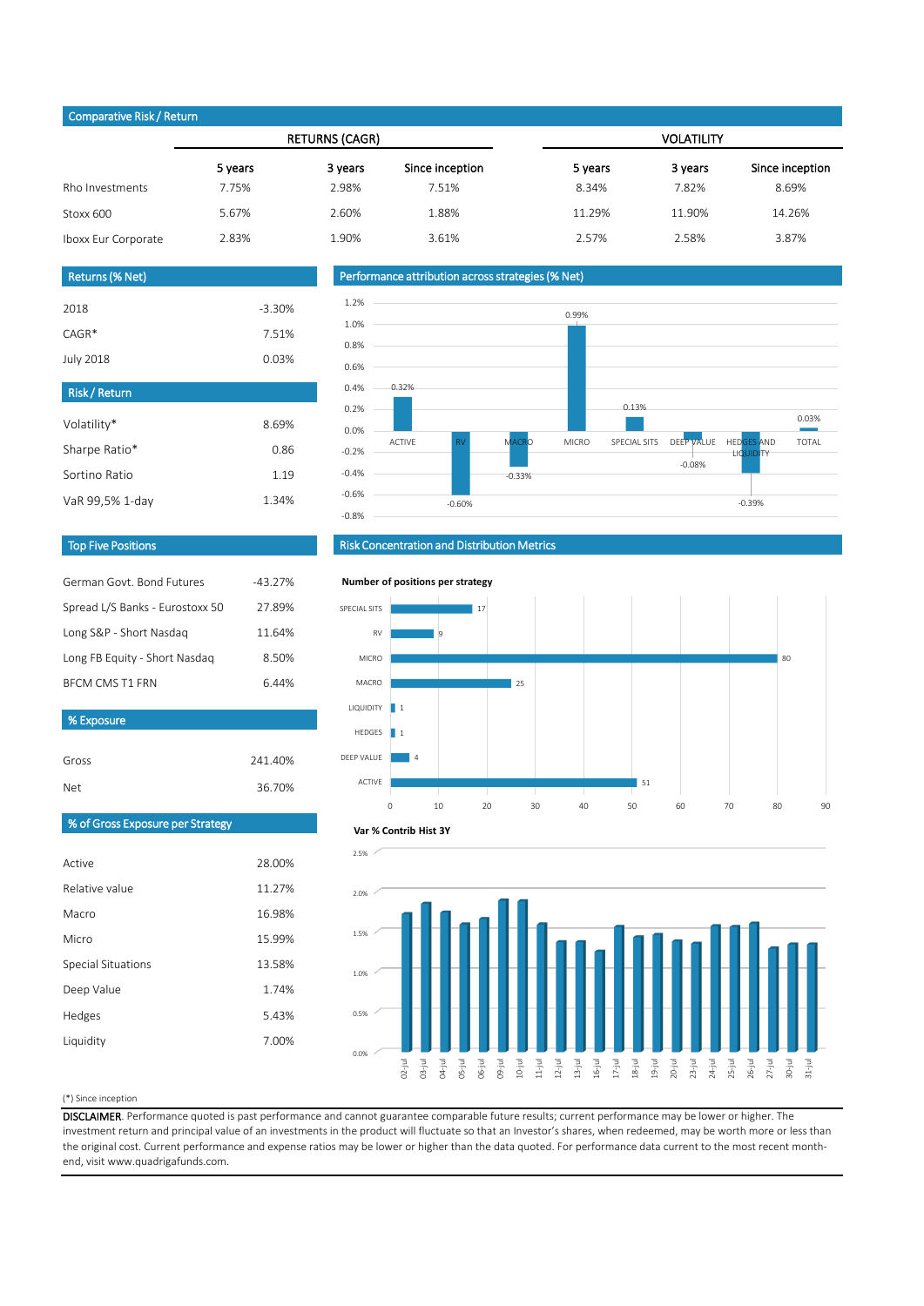## Comparative Risk / Return

| | RETURNS (CAGR) | | | VOLATILITY | | |
|---|---|---|---|---|---|---|
| | 5 years | 3 years | Since inception | 5 years | 3 years | Since inception |
| Rho Investments | 7.75% | 2.98% | 7.51% | 8.34% | 7.82% | 8.69% |
| Stoxx 600 | 5.67% | 2.60% | 1.88% | 11.29% | 11.90% | 14.26% |
| Iboxx Eur Corporate | 2.83% | 1.90% | 3.61% | 2.57% | 2.58% | 3.87% |

## Returns (% Net)

| | |
|---|---|
| 2018 | -3.30% |
| CAGR* | 7.51% |
| July 2018 | 0.03% |

## Risk / Return

| | |
|---|---|
| Volatility* | 8.69% |
| Sharpe Ratio* | 0.86 |
| Sortino Ratio | 1.19 |
| VaR 99,5% 1-day | 1.34% |

## Performance attribution across strategies (% Net)

| ACTIVE | RV | MACRO | MICRO | SPECIAL SITS | DEEP VALUE | HEDGES AND LIQUIDITY | TOTAL |
|---|---|---|---|---|---|---|---|
| 0.32% | -0.60% | -0.33% | 0.99% | 0.13% | -0.08% | -0.39% | 0.03% |

## Top Five Positions

| | |
|---|---|
| German Govt. Bond Futures | -43.27% |
| Spread L/S Banks - Eurostoxx 50 | 27.89% |
| Long S&P - Short Nasdaq | 11.64% |
| Long FB Equity - Short Nasdaq | 8.50% |
| BFCM CMS T1 FRN | 6.44% |

## % Exposure

| | |
|---|---|
| Gross | 241.40% |
| Net | 36.70% |

## % of Gross Exposure per Strategy

| | |
|---|---|
| Active | 28.00% |
| Relative value | 11.27% |
| Macro | 16.98% |
| Micro | 15.99% |
| Special Situations | 13.58% |
| Deep Value | 1.74% |
| Hedges | 5.43% |
| Liquidity | 7.00% |

## Risk Concentration and Distribution Metrics

**Number of positions per strategy**

| Strategy | Positions |
|---|---|
| SPECIAL SITS | 17 |
| RV | 9 |
| MICRO | 80 |
| MACRO | 25 |
| LIQUIDITY | 1 |
| HEDGES | 1 |
| DEEP VALUE | 4 |
| ACTIVE | 51 |

**Var % Contrib Hist 3Y**

(Daily bar chart, 02-jul to 31-jul; y-axis 0.0% to 2.5%)

(*) Since inception

**DISCLAIMER**. Performance quoted is past performance and cannot guarantee comparable future results; current performance may be lower or higher. The investment return and principal value of an investments in the product will fluctuate so that an Investor's shares, when redeemed, may be worth more or less than the original cost. Current performance and expense ratios may be lower or higher than the data quoted. For performance data current to the most recent month-end, visit www.quadrigafunds.com.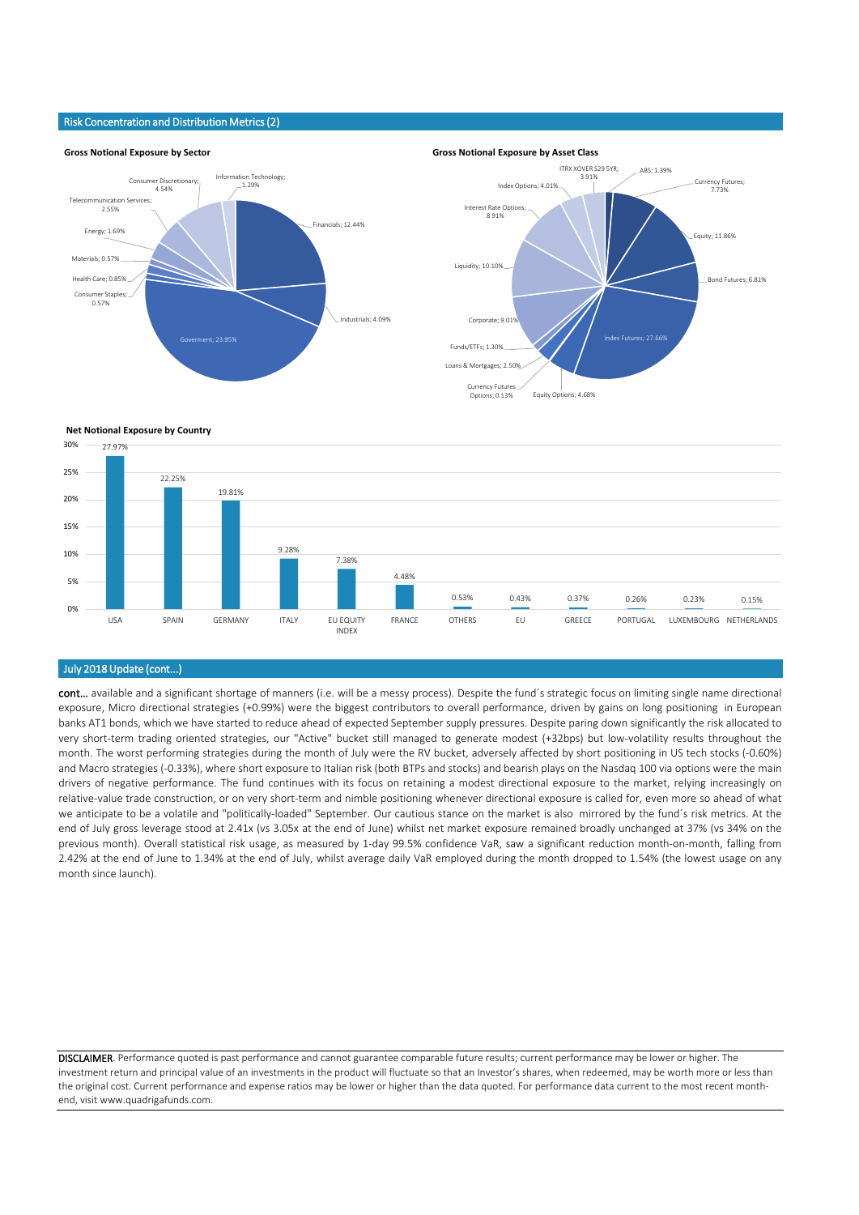## Risk Concentration and Distribution Metrics (2)

**Gross Notional Exposure by Sector**

Information Technology; 1.29%
Consumer Discretionary; 4.54%
Telecommunication Services; 2.55%
Energy; 1.69%
Materials; 0.57%
Health Care; 0.85%
Consumer Staples; 0.57%
Financials; 12.44%
Industrials; 4.09%
Goverment; 23.95%

**Gross Notional Exposure by Asset Class**

ITRX XOVER S29 5YR; 3.91%
ABS; 1.39%
Currency Futures; 7.73%
Index Options; 4.01%
Interest Rate Options; 8.91%
Equity; 11.86%
Bond Futures; 6.81%
Liquidity; 10.10%
Corporate; 9.01%
Index Futures; 27.66%
Funds/ETFs; 1.30%
Loans & Mortgages; 2.50%
Currency Futures Options; 0.13%
Equity Options; 4.68%

**Net Notional Exposure by Country**

30%
25%
20%
15%
10%
5%
0%

USA 27.97%
SPAIN 22.25%
GERMANY 19.81%
ITALY 9.28%
EU EQUITY INDEX 7.38%
FRANCE 4.48%
OTHERS 0.53%
EU 0.43%
GREECE 0.37%
PORTUGAL 0.26%
LUXEMBOURG 0.23%
NETHERLANDS 0.15%

## July 2018 Update (cont...)

**cont...** available and a significant shortage of manners (i.e. will be a messy process). Despite the fund´s strategic focus on limiting single name directional exposure, Micro directional strategies (+0.99%) were the biggest contributors to overall performance, driven by gains on long positioning in European banks AT1 bonds, which we have started to reduce ahead of expected September supply pressures. Despite paring down significantly the risk allocated to very short-term trading oriented strategies, our "Active" bucket still managed to generate modest (+32bps) but low-volatility results throughout the month. The worst performing strategies during the month of July were the RV bucket, adversely affected by short positioning in US tech stocks (-0.60%) and Macro strategies (-0.33%), where short exposure to Italian risk (both BTPs and stocks) and bearish plays on the Nasdaq 100 via options were the main drivers of negative performance. The fund continues with its focus on retaining a modest directional exposure to the market, relying increasingly on relative-value trade construction, or on very short-term and nimble positioning whenever directional exposure is called for, even more so ahead of what we anticipate to be a volatile and "politically-loaded" September. Our cautious stance on the market is also mirrored by the fund´s risk metrics. At the end of July gross leverage stood at 2.41x (vs 3.05x at the end of June) whilst net market exposure remained broadly unchanged at 37% (vs 34% on the previous month). Overall statistical risk usage, as measured by 1-day 99.5% confidence VaR, saw a significant reduction month-on-month, falling from 2.42% at the end of June to 1.34% at the end of July, whilst average daily VaR employed during the month dropped to 1.54% (the lowest usage on any month since launch).

**DISCLAIMER**. Performance quoted is past performance and cannot guarantee comparable future results; current performance may be lower or higher. The investment return and principal value of an investments in the product will fluctuate so that an Investor's shares, when redeemed, may be worth more or less than the original cost. Current performance and expense ratios may be lower or higher than the data quoted. For performance data current to the most recent month-end, visit www.quadrigafunds.com.